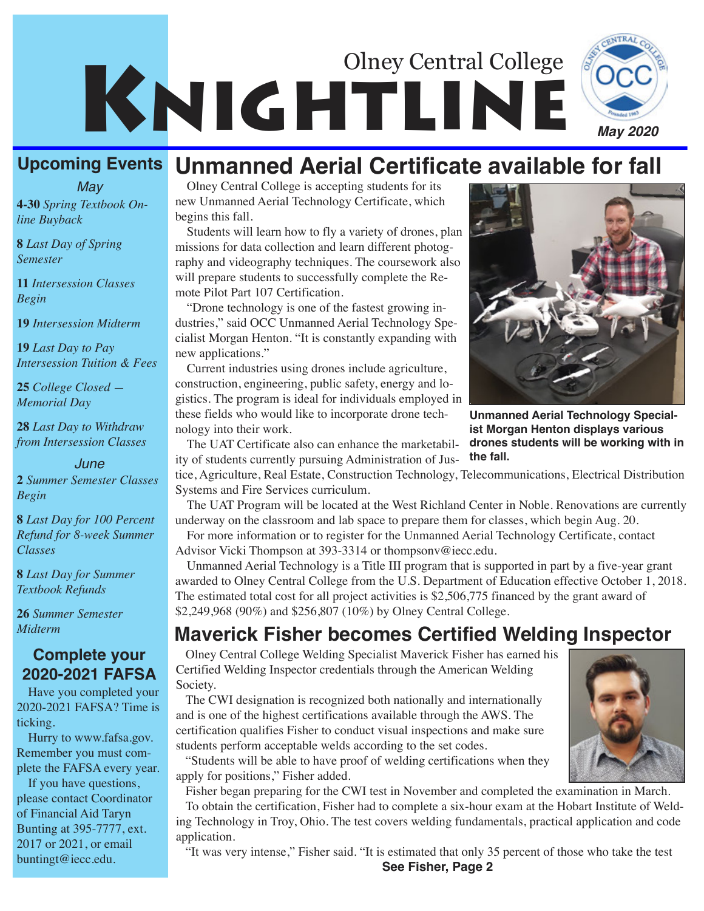# Olney Central College Knightline

**May 2020**

## Upcoming Events

*May*

**4-30** *Spring Textbook Online Buyback*

**8** *Last Day of Spring Semester*

**11** *Intersession Classes Begin*

**19** *Intersession Midterm*

**19** *Last Day to Pay Intersession Tuition & Fees*

**25** *College Closed — Memorial Day*

**28** *Last Day to Withdraw from Intersession Classes*

*June*

**2** *Summer Semester Classes Begin*

**8** *Last Day for 100 Percent Refund for 8-week Summer Classes*

**8** *Last Day for Summer Textbook Refunds*

**26** *Summer Semester Midterm*

### Complete your 2020-2021 FAFSA

Have you completed your 2020-2021 FAFSA? Time is ticking.

Hurry to www.fafsa.gov. Remember you must complete the FAFSA every year.

If you have questions, please contact Coordinator of Financial Aid Taryn Bunting at 395-7777, ext. 2017 or 2021, or email buntingt@iecc.edu.

## Unmanned Aerial Certificate available for fall

Olney Central College is accepting students for its new Unmanned Aerial Technology Certificate, which begins this fall.

Students will learn how to fly a variety of drones, plan missions for data collection and learn different photography and videography techniques. The coursework also will prepare students to successfully complete the Remote Pilot Part 107 Certification.

"Drone technology is one of the fastest growing industries," said OCC Unmanned Aerial Technology Specialist Morgan Henton. "It is constantly expanding with new applications."

Current industries using drones include agriculture, construction, engineering, public safety, energy and logistics. The program is ideal for individuals employed in these fields who would like to incorporate drone technology into their work.

**Unmanned Aerial Technology Specialist Morgan Henton displays various drones students will be working with in the fall.**

The UAT Certificate also can enhance the marketability of students currently pursuing Administration of Justice, Agriculture, Real Estate, Construction Technology, Telecommunications, Electrical Distribution Systems and Fire Services curriculum.

The UAT Program will be located at the West Richland Center in Noble. Renovations are currently underway on the classroom and lab space to prepare them for classes, which begin Aug. 20.

For more information or to register for the Unmanned Aerial Technology Certificate, contact Advisor Vicki Thompson at 393-3314 or thompsonv@iecc.edu.

Unmanned Aerial Technology is a Title III program that is supported in part by a five-year grant awarded to Olney Central College from the U.S. Department of Education effective October 1, 2018. The estimated total cost for all project activities is $2,506,775 financed by the grant award of $2,249,968 (90%) and $256,807 (10%) by Olney Central College.

## Maverick Fisher becomes Certified Welding Inspector

Olney Central College Welding Specialist Maverick Fisher has earned his Certified Welding Inspector credentials through the American Welding Society.

The CWI designation is recognized both nationally and internationally and is one of the highest certifications available through the AWS. The certification qualifies Fisher to conduct visual inspections and make sure students perform acceptable welds according to the set codes.

"Students will be able to have proof of welding certifications when they apply for positions," Fisher added.

Fisher began preparing for the CWI test in November and completed the examination in March.

To obtain the certification, Fisher had to complete a six-hour exam at the Hobart Institute of Welding Technology in Troy, Ohio. The test covers welding fundamentals, practical application and code application.

"It was very intense," Fisher said. "It is estimated that only 35 percent of those who take the test

**See Fisher, Page 2**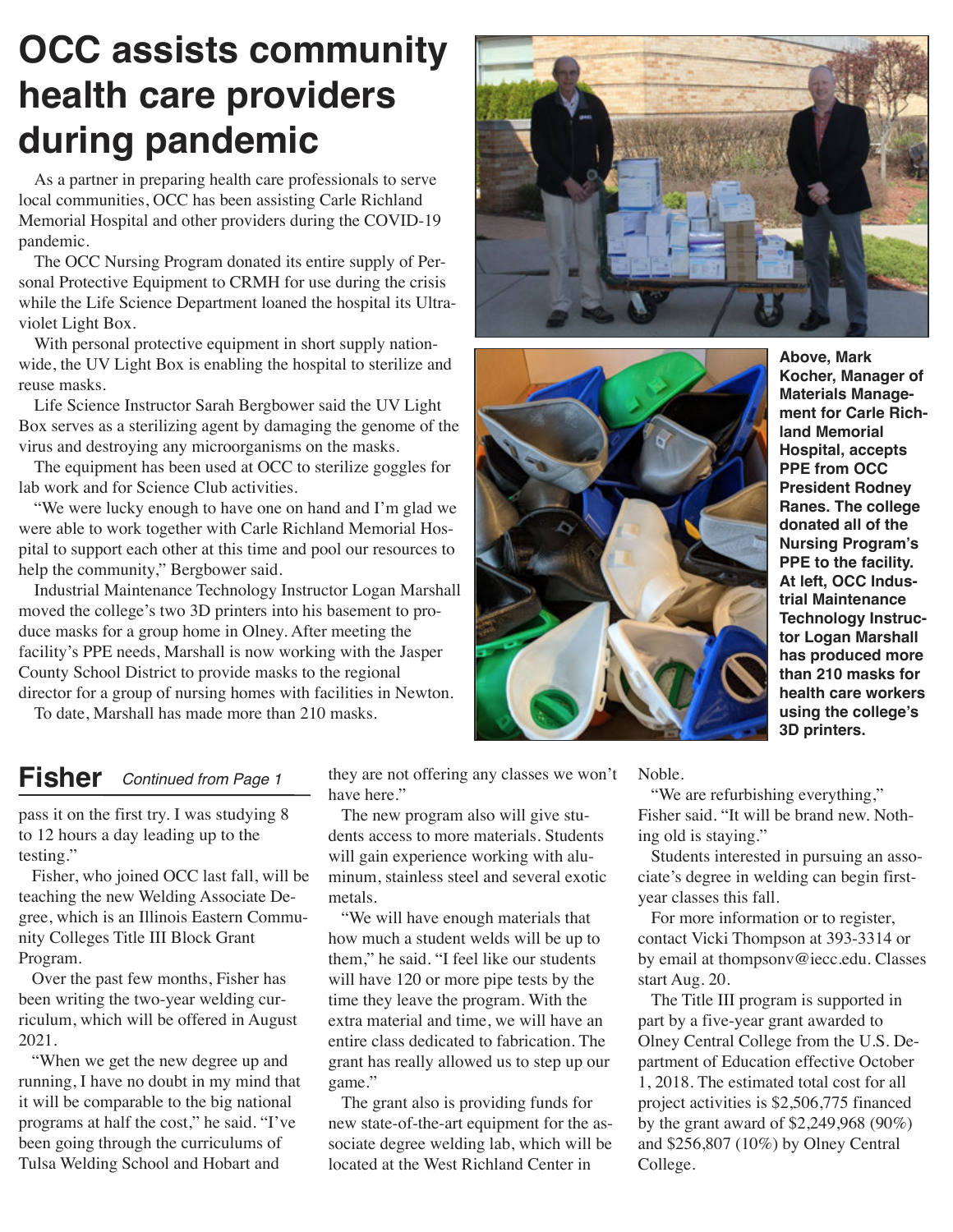# OCC assists community health care providers during pandemic

As a partner in preparing health care professionals to serve local communities, OCC has been assisting Carle Richland Memorial Hospital and other providers during the COVID-19 pandemic.

The OCC Nursing Program donated its entire supply of Personal Protective Equipment to CRMH for use during the crisis while the Life Science Department loaned the hospital its Ultraviolet Light Box.

With personal protective equipment in short supply nationwide, the UV Light Box is enabling the hospital to sterilize and reuse masks.

Life Science Instructor Sarah Bergbower said the UV Light Box serves as a sterilizing agent by damaging the genome of the virus and destroying any microorganisms on the masks.

The equipment has been used at OCC to sterilize goggles for lab work and for Science Club activities.

"We were lucky enough to have one on hand and I'm glad we were able to work together with Carle Richland Memorial Hospital to support each other at this time and pool our resources to help the community," Bergbower said.

Industrial Maintenance Technology Instructor Logan Marshall moved the college's two 3D printers into his basement to produce masks for a group home in Olney. After meeting the facility's PPE needs, Marshall is now working with the Jasper County School District to provide masks to the regional director for a group of nursing homes with facilities in Newton.

To date, Marshall has made more than 210 masks.

**Above, Mark Kocher, Manager of Materials Management for Carle Richland Memorial Hospital, accepts PPE from OCC President Rodney Ranes. The college donated all of the Nursing Program's PPE to the facility. At left, OCC Industrial Maintenance Technology Instructor Logan Marshall has produced more than 210 masks for health care workers using the college's 3D printers.**

## Fisher *Continued from Page 1*

pass it on the first try. I was studying 8 to 12 hours a day leading up to the testing."

Fisher, who joined OCC last fall, will be teaching the new Welding Associate Degree, which is an Illinois Eastern Community Colleges Title III Block Grant Program.

Over the past few months, Fisher has been writing the two-year welding curriculum, which will be offered in August 2021.

"When we get the new degree up and running, I have no doubt in my mind that it will be comparable to the big national programs at half the cost," he said. "I've been going through the curriculums of Tulsa Welding School and Hobart and they are not offering any classes we won't have here."

The new program also will give students access to more materials. Students will gain experience working with aluminum, stainless steel and several exotic metals.

"We will have enough materials that how much a student welds will be up to them," he said. "I feel like our students will have 120 or more pipe tests by the time they leave the program. With the extra material and time, we will have an entire class dedicated to fabrication. The grant has really allowed us to step up our game."

The grant also is providing funds for new state-of-the-art equipment for the associate degree welding lab, which will be located at the West Richland Center in Noble.

"We are refurbishing everything," Fisher said. "It will be brand new. Nothing old is staying."

Students interested in pursuing an associate's degree in welding can begin first-year classes this fall.

For more information or to register, contact Vicki Thompson at 393-3314 or by email at thompsonv@iecc.edu. Classes start Aug. 20.

The Title III program is supported in part by a five-year grant awarded to Olney Central College from the U.S. Department of Education effective October 1, 2018. The estimated total cost for all project activities is $2,506,775 financed by the grant award of $2,249,968 (90%) and $256,807 (10%) by Olney Central College.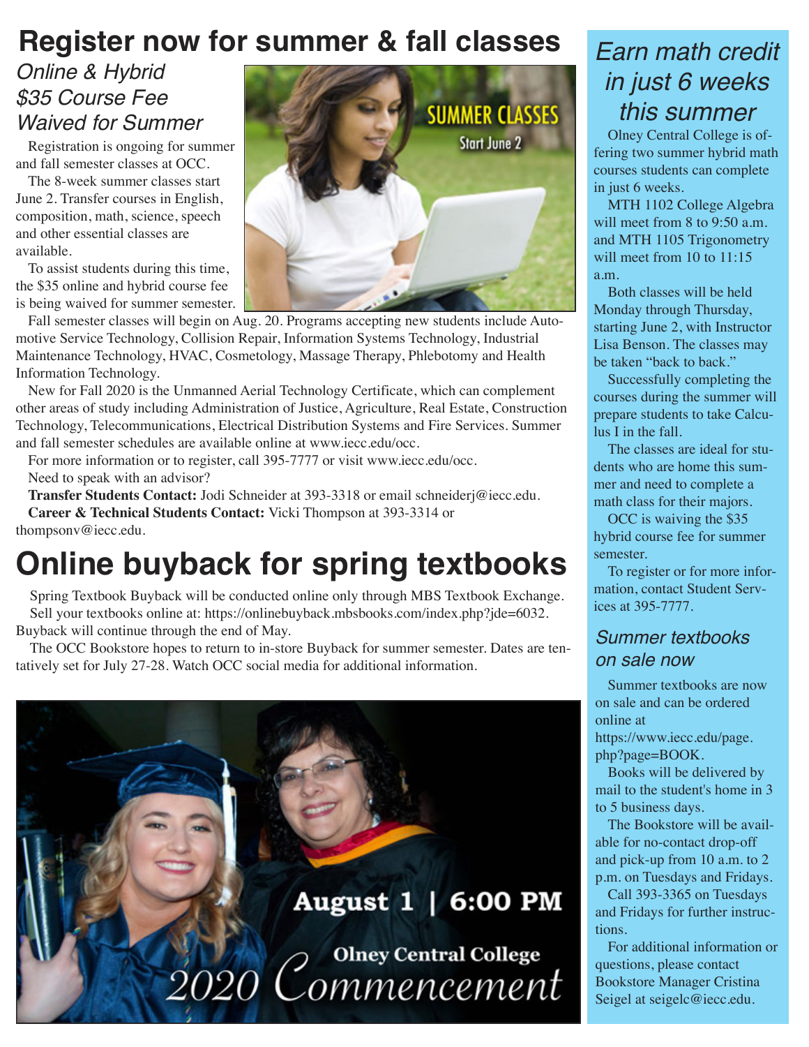# Register now for summer & fall classes

## *Online & Hybrid $35 Course Fee Waived for Summer*

Registration is ongoing for summer and fall semester classes at OCC.

The 8-week summer classes start June 2. Transfer courses in English, composition, math, science, speech and other essential classes are available.

To assist students during this time, the $35 online and hybrid course fee is being waived for summer semester.

SUMMER CLASSES
Start June 2

Fall semester classes will begin on Aug. 20. Programs accepting new students include Automotive Service Technology, Collision Repair, Information Systems Technology, Industrial Maintenance Technology, HVAC, Cosmetology, Massage Therapy, Phlebotomy and Health Information Technology.

New for Fall 2020 is the Unmanned Aerial Technology Certificate, which can complement other areas of study including Administration of Justice, Agriculture, Real Estate, Construction Technology, Telecommunications, Electrical Distribution Systems and Fire Services. Summer and fall semester schedules are available online at www.iecc.edu/occ.

For more information or to register, call 395-7777 or visit www.iecc.edu/occ.

Need to speak with an advisor?

**Transfer Students Contact:** Jodi Schneider at 393-3318 or email schneiderj@iecc.edu.

**Career & Technical Students Contact:** Vicki Thompson at 393-3314 or thompsonv@iecc.edu.

# Online buyback for spring textbooks

Spring Textbook Buyback will be conducted online only through MBS Textbook Exchange.

Sell your textbooks online at: https://onlinebuyback.mbsbooks.com/index.php?jde=6032. Buyback will continue through the end of May.

The OCC Bookstore hopes to return to in-store Buyback for summer semester. Dates are tentatively set for July 27-28. Watch OCC social media for additional information.

August 1 | 6:00 PM

Olney Central College
2020 Commencement

## *Earn math credit in just 6 weeks this summer*

Olney Central College is offering two summer hybrid math courses students can complete in just 6 weeks.

MTH 1102 College Algebra will meet from 8 to 9:50 a.m. and MTH 1105 Trigonometry will meet from 10 to 11:15 a.m.

Both classes will be held Monday through Thursday, starting June 2, with Instructor Lisa Benson. The classes may be taken "back to back."

Successfully completing the courses during the summer will prepare students to take Calculus I in the fall.

The classes are ideal for students who are home this summer and need to complete a math class for their majors.

OCC is waiving the $35 hybrid course fee for summer semester.

To register or for more information, contact Student Services at 395-7777.

## *Summer textbooks on sale now*

Summer textbooks are now on sale and can be ordered online at https://www.iecc.edu/page.php?page=BOOK.

Books will be delivered by mail to the student's home in 3 to 5 business days.

The Bookstore will be available for no-contact drop-off and pick-up from 10 a.m. to 2 p.m. on Tuesdays and Fridays.

Call 393-3365 on Tuesdays and Fridays for further instructions.

For additional information or questions, please contact Bookstore Manager Cristina Seigel at seigelc@iecc.edu.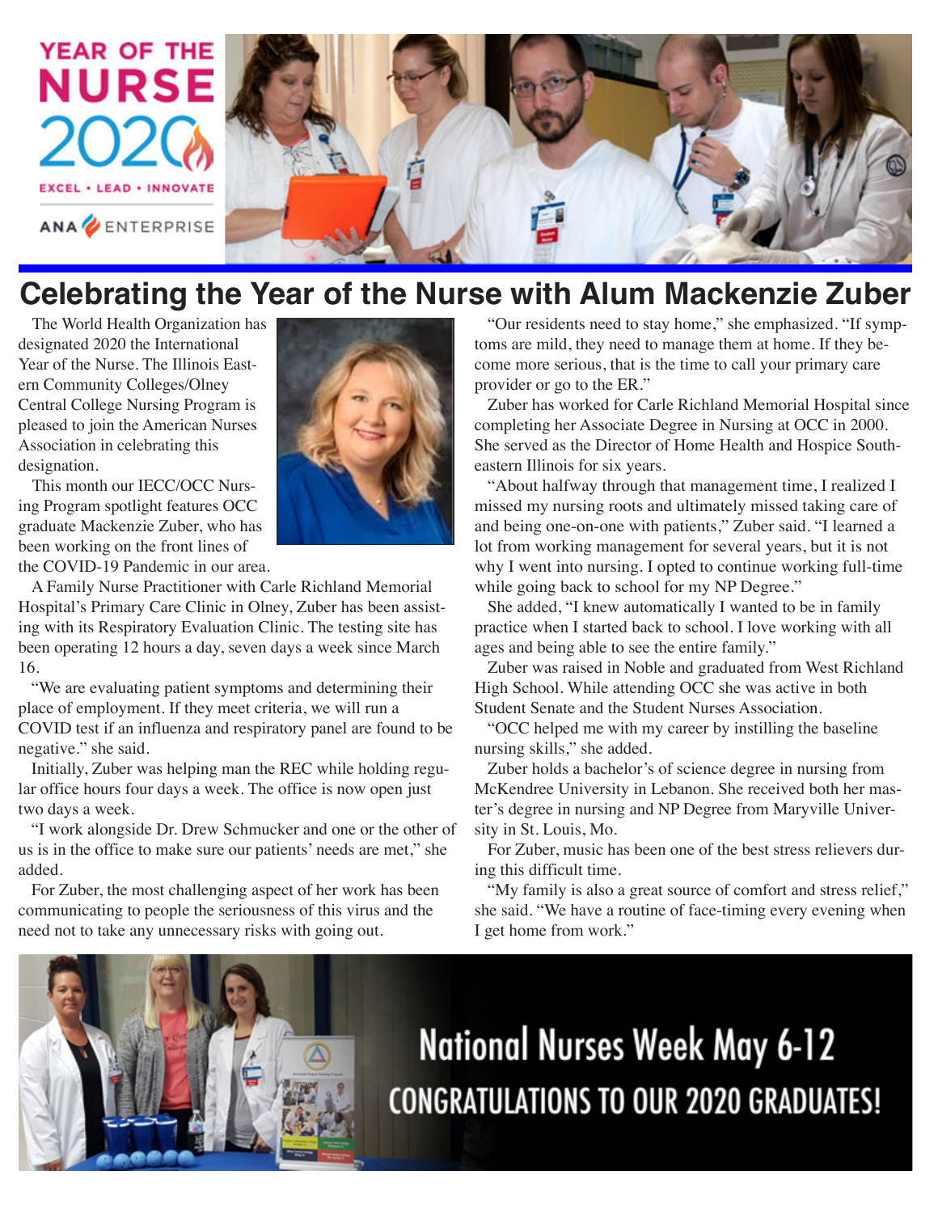YEAR OF THE NURSE 2020

EXCEL • LEAD • INNOVATE

ANA ENTERPRISE

# Celebrating the Year of the Nurse with Alum Mackenzie Zuber

The World Health Organization has designated 2020 the International Year of the Nurse. The Illinois Eastern Community Colleges/Olney Central College Nursing Program is pleased to join the American Nurses Association in celebrating this designation.

This month our IECC/OCC Nursing Program spotlight features OCC graduate Mackenzie Zuber, who has been working on the front lines of the COVID-19 Pandemic in our area.

A Family Nurse Practitioner with Carle Richland Memorial Hospital's Primary Care Clinic in Olney, Zuber has been assisting with its Respiratory Evaluation Clinic. The testing site has been operating 12 hours a day, seven days a week since March 16.

"We are evaluating patient symptoms and determining their place of employment. If they meet criteria, we will run a COVID test if an influenza and respiratory panel are found to be negative." she said.

Initially, Zuber was helping man the REC while holding regular office hours four days a week. The office is now open just two days a week.

"I work alongside Dr. Drew Schmucker and one or the other of us is in the office to make sure our patients' needs are met," she added.

For Zuber, the most challenging aspect of her work has been communicating to people the seriousness of this virus and the need not to take any unnecessary risks with going out.

"Our residents need to stay home," she emphasized. "If symptoms are mild, they need to manage them at home. If they become more serious, that is the time to call your primary care provider or go to the ER."

Zuber has worked for Carle Richland Memorial Hospital since completing her Associate Degree in Nursing at OCC in 2000. She served as the Director of Home Health and Hospice Southeastern Illinois for six years.

"About halfway through that management time, I realized I missed my nursing roots and ultimately missed taking care of and being one-on-one with patients," Zuber said. "I learned a lot from working management for several years, but it is not why I went into nursing. I opted to continue working full-time while going back to school for my NP Degree."

She added, "I knew automatically I wanted to be in family practice when I started back to school. I love working with all ages and being able to see the entire family."

Zuber was raised in Noble and graduated from West Richland High School. While attending OCC she was active in both Student Senate and the Student Nurses Association.

"OCC helped me with my career by instilling the baseline nursing skills," she added.

Zuber holds a bachelor's of science degree in nursing from McKendree University in Lebanon. She received both her master's degree in nursing and NP Degree from Maryville University in St. Louis, Mo.

For Zuber, music has been one of the best stress relievers during this difficult time.

"My family is also a great source of comfort and stress relief," she said. "We have a routine of face-timing every evening when I get home from work."

## National Nurses Week May 6-12

## CONGRATULATIONS TO OUR 2020 GRADUATES!